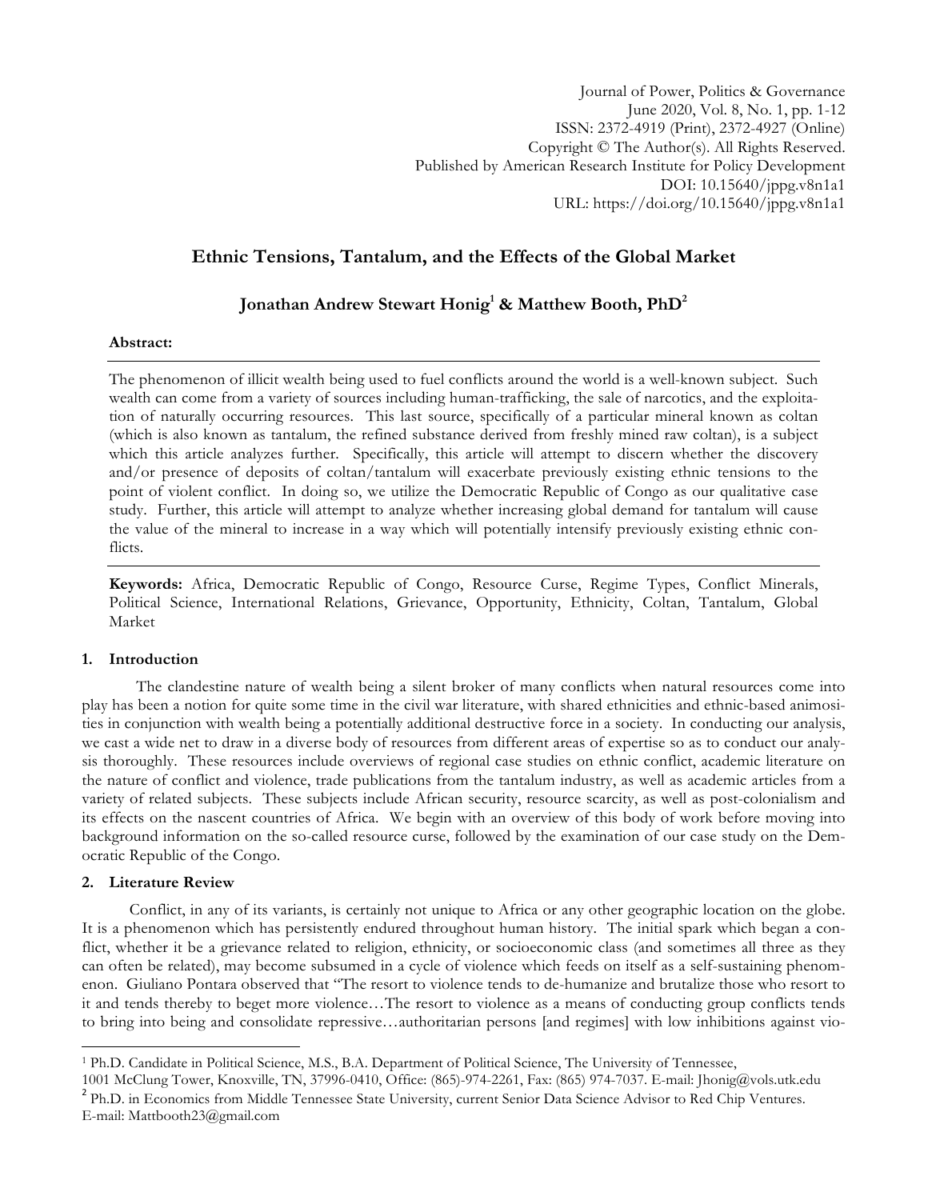Journal of Power, Politics & Governance
June 2020, Vol. 8, No. 1, pp. 1-12
ISSN: 2372-4919 (Print), 2372-4927 (Online)
Copyright © The Author(s). All Rights Reserved.
Published by American Research Institute for Policy Development
DOI: 10.15640/jppg.v8n1a1
URL: https://doi.org/10.15640/jppg.v8n1a1

# Ethnic Tensions, Tantalum, and the Effects of the Global Market

## Jonathan Andrew Stewart Honig[1] & Matthew Booth, PhD[2]

**Abstract:**

The phenomenon of illicit wealth being used to fuel conflicts around the world is a well-known subject. Such wealth can come from a variety of sources including human-trafficking, the sale of narcotics, and the exploitation of naturally occurring resources. This last source, specifically of a particular mineral known as coltan (which is also known as tantalum, the refined substance derived from freshly mined raw coltan), is a subject which this article analyzes further. Specifically, this article will attempt to discern whether the discovery and/or presence of deposits of coltan/tantalum will exacerbate previously existing ethnic tensions to the point of violent conflict. In doing so, we utilize the Democratic Republic of Congo as our qualitative case study. Further, this article will attempt to analyze whether increasing global demand for tantalum will cause the value of the mineral to increase in a way which will potentially intensify previously existing ethnic conflicts.

**Keywords:** Africa, Democratic Republic of Congo, Resource Curse, Regime Types, Conflict Minerals, Political Science, International Relations, Grievance, Opportunity, Ethnicity, Coltan, Tantalum, Global Market

### 1. Introduction

The clandestine nature of wealth being a silent broker of many conflicts when natural resources come into play has been a notion for quite some time in the civil war literature, with shared ethnicities and ethnic-based animosities in conjunction with wealth being a potentially additional destructive force in a society. In conducting our analysis, we cast a wide net to draw in a diverse body of resources from different areas of expertise so as to conduct our analysis thoroughly. These resources include overviews of regional case studies on ethnic conflict, academic literature on the nature of conflict and violence, trade publications from the tantalum industry, as well as academic articles from a variety of related subjects. These subjects include African security, resource scarcity, as well as post-colonialism and its effects on the nascent countries of Africa. We begin with an overview of this body of work before moving into background information on the so-called resource curse, followed by the examination of our case study on the Democratic Republic of the Congo.

### 2. Literature Review

Conflict, in any of its variants, is certainly not unique to Africa or any other geographic location on the globe. It is a phenomenon which has persistently endured throughout human history. The initial spark which began a conflict, whether it be a grievance related to religion, ethnicity, or socioeconomic class (and sometimes all three as they can often be related), may become subsumed in a cycle of violence which feeds on itself as a self-sustaining phenomenon. Giuliano Pontara observed that "The resort to violence tends to de-humanize and brutalize those who resort to it and tends thereby to beget more violence…The resort to violence as a means of conducting group conflicts tends to bring into being and consolidate repressive…authoritarian persons [and regimes] with low inhibitions against vio-

---

[1] Ph.D. Candidate in Political Science, M.S., B.A. Department of Political Science, The University of Tennessee, 1001 McClung Tower, Knoxville, TN, 37996-0410, Office: (865)-974-2261, Fax: (865) 974-7037. E-mail: Jhonig@vols.utk.edu

[2] Ph.D. in Economics from Middle Tennessee State University, current Senior Data Science Advisor to Red Chip Ventures. E-mail: Mattbooth23@gmail.com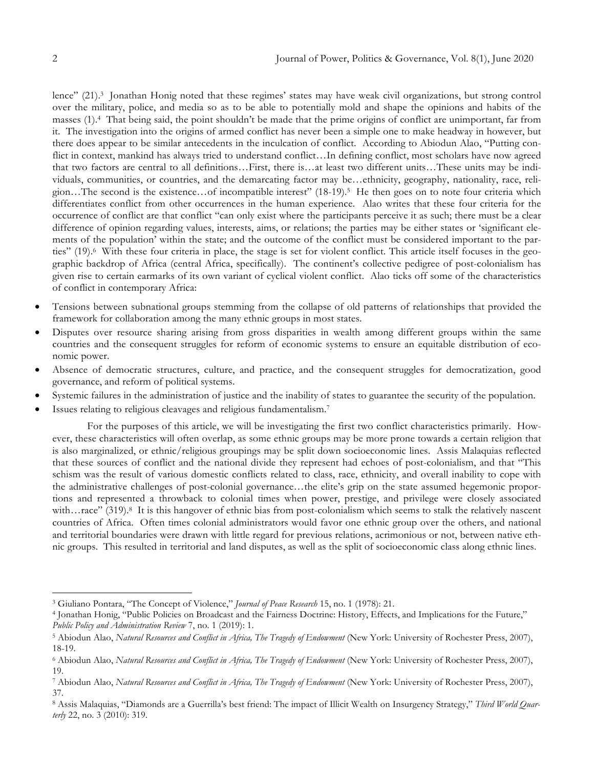lence" (21).[3] Jonathan Honig noted that these regimes' states may have weak civil organizations, but strong control over the military, police, and media so as to be able to potentially mold and shape the opinions and habits of the masses (1).[4] That being said, the point shouldn't be made that the prime origins of conflict are unimportant, far from it. The investigation into the origins of armed conflict has never been a simple one to make headway in however, but there does appear to be similar antecedents in the inculcation of conflict. According to Abiodun Alao, "Putting conflict in context, mankind has always tried to understand conflict…In defining conflict, most scholars have now agreed that two factors are central to all definitions…First, there is…at least two different units…These units may be individuals, communities, or countries, and the demarcating factor may be…ethnicity, geography, nationality, race, religion…The second is the existence…of incompatible interest" (18-19).[5] He then goes on to note four criteria which differentiates conflict from other occurrences in the human experience. Alao writes that these four criteria for the occurrence of conflict are that conflict "can only exist where the participants perceive it as such; there must be a clear difference of opinion regarding values, interests, aims, or relations; the parties may be either states or 'significant elements of the population' within the state; and the outcome of the conflict must be considered important to the parties" (19).[6] With these four criteria in place, the stage is set for violent conflict. This article itself focuses in the geographic backdrop of Africa (central Africa, specifically). The continent's collective pedigree of post-colonialism has given rise to certain earmarks of its own variant of cyclical violent conflict. Alao ticks off some of the characteristics of conflict in contemporary Africa:

- Tensions between subnational groups stemming from the collapse of old patterns of relationships that provided the framework for collaboration among the many ethnic groups in most states.
- Disputes over resource sharing arising from gross disparities in wealth among different groups within the same countries and the consequent struggles for reform of economic systems to ensure an equitable distribution of economic power.
- Absence of democratic structures, culture, and practice, and the consequent struggles for democratization, good governance, and reform of political systems.
- Systemic failures in the administration of justice and the inability of states to guarantee the security of the population.
- Issues relating to religious cleavages and religious fundamentalism.[7]

For the purposes of this article, we will be investigating the first two conflict characteristics primarily. However, these characteristics will often overlap, as some ethnic groups may be more prone towards a certain religion that is also marginalized, or ethnic/religious groupings may be split down socioeconomic lines. Assis Malaquias reflected that these sources of conflict and the national divide they represent had echoes of post-colonialism, and that "This schism was the result of various domestic conflicts related to class, race, ethnicity, and overall inability to cope with the administrative challenges of post-colonial governance…the elite's grip on the state assumed hegemonic proportions and represented a throwback to colonial times when power, prestige, and privilege were closely associated with…race" (319).[8] It is this hangover of ethnic bias from post-colonialism which seems to stalk the relatively nascent countries of Africa. Often times colonial administrators would favor one ethnic group over the others, and national and territorial boundaries were drawn with little regard for previous relations, acrimonious or not, between native ethnic groups. This resulted in territorial and land disputes, as well as the split of socioeconomic class along ethnic lines.

---

[3] Giuliano Pontara, "The Concept of Violence," *Journal of Peace Research* 15, no. 1 (1978): 21.

[4] Jonathan Honig, "Public Policies on Broadcast and the Fairness Doctrine: History, Effects, and Implications for the Future," *Public Policy and Administration Review* 7, no. 1 (2019): 1.

[5] Abiodun Alao, *Natural Resources and Conflict in Africa, The Tragedy of Endowment* (New York: University of Rochester Press, 2007), 18-19.

[6] Abiodun Alao, *Natural Resources and Conflict in Africa, The Tragedy of Endowment* (New York: University of Rochester Press, 2007), 19.

[7] Abiodun Alao, *Natural Resources and Conflict in Africa, The Tragedy of Endowment* (New York: University of Rochester Press, 2007), 37.

[8] Assis Malaquias, "Diamonds are a Guerrilla's best friend: The impact of Illicit Wealth on Insurgency Strategy," *Third World Quarterly* 22, no. 3 (2010): 319.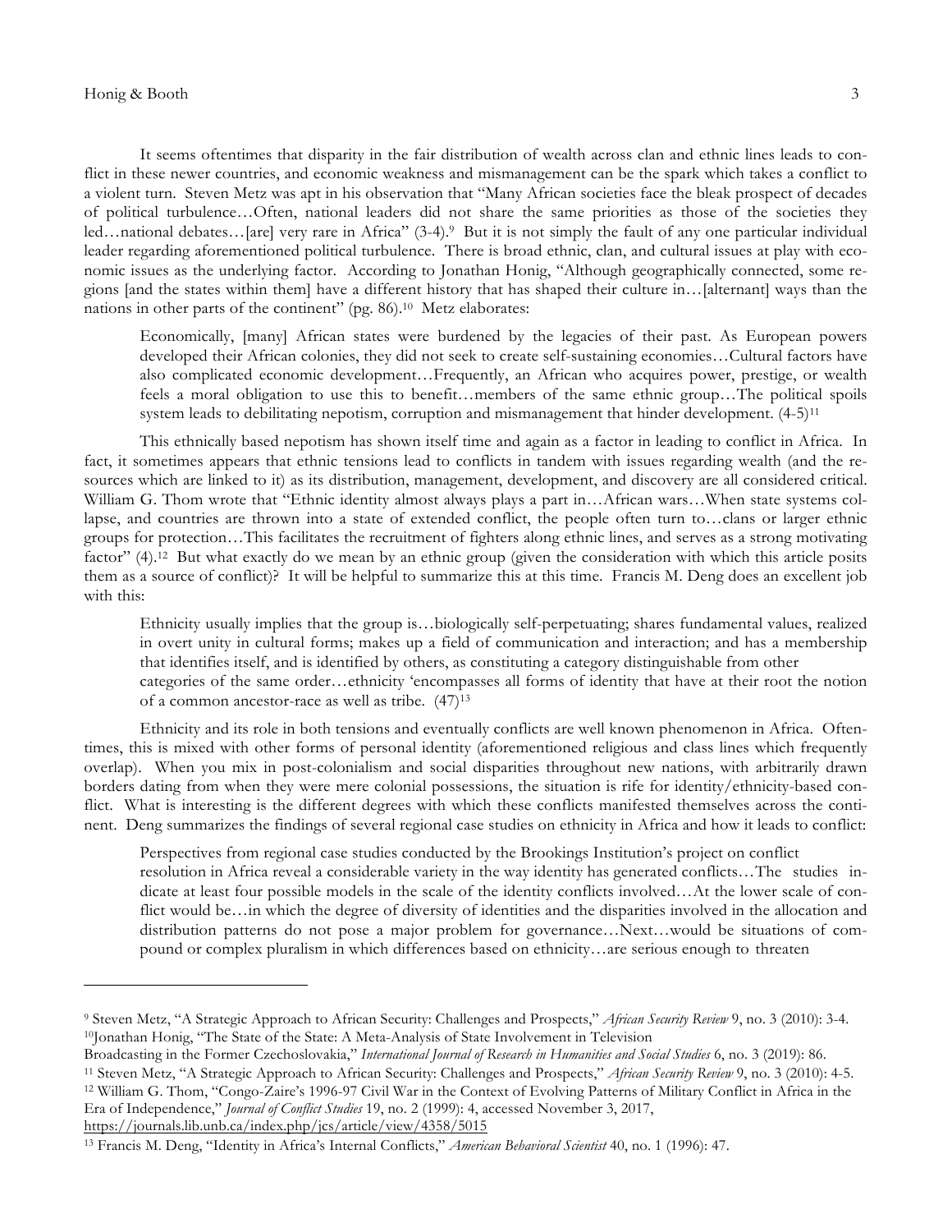It seems oftentimes that disparity in the fair distribution of wealth across clan and ethnic lines leads to conflict in these newer countries, and economic weakness and mismanagement can be the spark which takes a conflict to a violent turn. Steven Metz was apt in his observation that "Many African societies face the bleak prospect of decades of political turbulence…Often, national leaders did not share the same priorities as those of the societies they led…national debates…[are] very rare in Africa" (3-4).[9] But it is not simply the fault of any one particular individual leader regarding aforementioned political turbulence. There is broad ethnic, clan, and cultural issues at play with economic issues as the underlying factor. According to Jonathan Honig, "Although geographically connected, some regions [and the states within them] have a different history that has shaped their culture in…[alternant] ways than the nations in other parts of the continent" (pg. 86).[10] Metz elaborates:

> Economically, [many] African states were burdened by the legacies of their past. As European powers developed their African colonies, they did not seek to create self-sustaining economies…Cultural factors have also complicated economic development…Frequently, an African who acquires power, prestige, or wealth feels a moral obligation to use this to benefit…members of the same ethnic group…The political spoils system leads to debilitating nepotism, corruption and mismanagement that hinder development. (4-5)[11]

This ethnically based nepotism has shown itself time and again as a factor in leading to conflict in Africa. In fact, it sometimes appears that ethnic tensions lead to conflicts in tandem with issues regarding wealth (and the resources which are linked to it) as its distribution, management, development, and discovery are all considered critical. William G. Thom wrote that "Ethnic identity almost always plays a part in…African wars…When state systems collapse, and countries are thrown into a state of extended conflict, the people often turn to…clans or larger ethnic groups for protection…This facilitates the recruitment of fighters along ethnic lines, and serves as a strong motivating factor" (4).[12] But what exactly do we mean by an ethnic group (given the consideration with which this article posits them as a source of conflict)? It will be helpful to summarize this at this time. Francis M. Deng does an excellent job with this:

> Ethnicity usually implies that the group is…biologically self-perpetuating; shares fundamental values, realized in overt unity in cultural forms; makes up a field of communication and interaction; and has a membership that identifies itself, and is identified by others, as constituting a category distinguishable from other categories of the same order…ethnicity 'encompasses all forms of identity that have at their root the notion of a common ancestor-race as well as tribe. (47)[13]

Ethnicity and its role in both tensions and eventually conflicts are well known phenomenon in Africa. Oftentimes, this is mixed with other forms of personal identity (aforementioned religious and class lines which frequently overlap). When you mix in post-colonialism and social disparities throughout new nations, with arbitrarily drawn borders dating from when they were mere colonial possessions, the situation is rife for identity/ethnicity-based conflict. What is interesting is the different degrees with which these conflicts manifested themselves across the continent. Deng summarizes the findings of several regional case studies on ethnicity in Africa and how it leads to conflict:

> Perspectives from regional case studies conducted by the Brookings Institution's project on conflict resolution in Africa reveal a considerable variety in the way identity has generated conflicts…The studies indicate at least four possible models in the scale of the identity conflicts involved…At the lower scale of conflict would be…in which the degree of diversity of identities and the disparities involved in the allocation and distribution patterns do not pose a major problem for governance…Next…would be situations of compound or complex pluralism in which differences based on ethnicity…are serious enough to threaten

---

[9] Steven Metz, "A Strategic Approach to African Security: Challenges and Prospects," *African Security Review* 9, no. 3 (2010): 3-4.

[10] Jonathan Honig, "The State of the State: A Meta-Analysis of State Involvement in Television Broadcasting in the Former Czechoslovakia," *International Journal of Research in Humanities and Social Studies* 6, no. 3 (2019): 86.

[11] Steven Metz, "A Strategic Approach to African Security: Challenges and Prospects," *African Security Review* 9, no. 3 (2010): 4-5.

[12] William G. Thom, "Congo-Zaire's 1996-97 Civil War in the Context of Evolving Patterns of Military Conflict in Africa in the Era of Independence," *Journal of Conflict Studies* 19, no. 2 (1999): 4, accessed November 3, 2017, https://journals.lib.unb.ca/index.php/jcs/article/view/4358/5015

[13] Francis M. Deng, "Identity in Africa's Internal Conflicts," *American Behavioral Scientist* 40, no. 1 (1996): 47.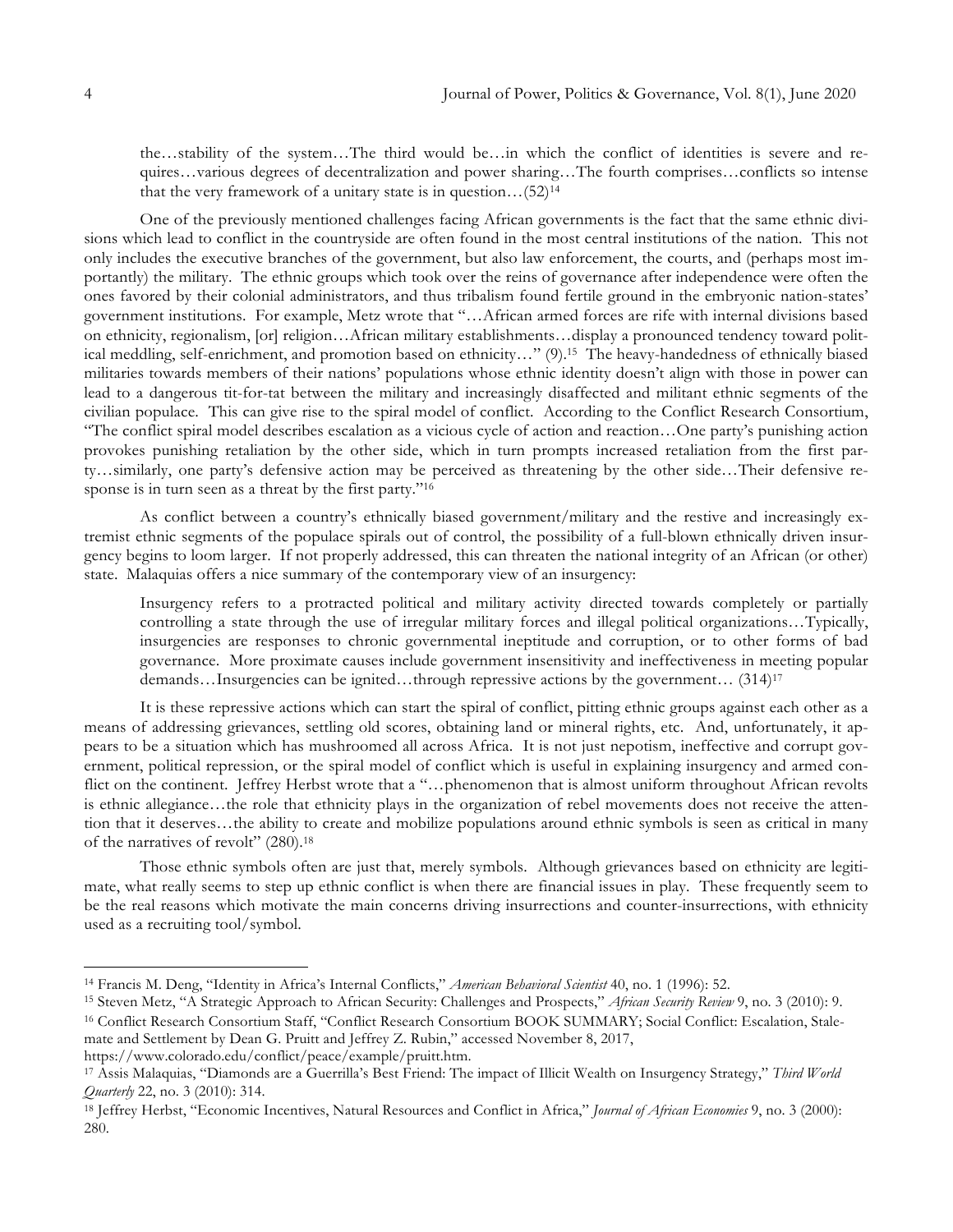> the…stability of the system…The third would be…in which the conflict of identities is severe and requires…various degrees of decentralization and power sharing…The fourth comprises…conflicts so intense that the very framework of a unitary state is in question…(52)[14]

One of the previously mentioned challenges facing African governments is the fact that the same ethnic divisions which lead to conflict in the countryside are often found in the most central institutions of the nation. This not only includes the executive branches of the government, but also law enforcement, the courts, and (perhaps most importantly) the military. The ethnic groups which took over the reins of governance after independence were often the ones favored by their colonial administrators, and thus tribalism found fertile ground in the embryonic nation-states' government institutions. For example, Metz wrote that "…African armed forces are rife with internal divisions based on ethnicity, regionalism, [or] religion…African military establishments…display a pronounced tendency toward political meddling, self-enrichment, and promotion based on ethnicity…" (9).[15] The heavy-handedness of ethnically biased militaries towards members of their nations' populations whose ethnic identity doesn't align with those in power can lead to a dangerous tit-for-tat between the military and increasingly disaffected and militant ethnic segments of the civilian populace. This can give rise to the spiral model of conflict. According to the Conflict Research Consortium, "The conflict spiral model describes escalation as a vicious cycle of action and reaction…One party's punishing action provokes punishing retaliation by the other side, which in turn prompts increased retaliation from the first party…similarly, one party's defensive action may be perceived as threatening by the other side…Their defensive response is in turn seen as a threat by the first party."[16]

As conflict between a country's ethnically biased government/military and the restive and increasingly extremist ethnic segments of the populace spirals out of control, the possibility of a full-blown ethnically driven insurgency begins to loom larger. If not properly addressed, this can threaten the national integrity of an African (or other) state. Malaquias offers a nice summary of the contemporary view of an insurgency:

> Insurgency refers to a protracted political and military activity directed towards completely or partially controlling a state through the use of irregular military forces and illegal political organizations…Typically, insurgencies are responses to chronic governmental ineptitude and corruption, or to other forms of bad governance. More proximate causes include government insensitivity and ineffectiveness in meeting popular demands…Insurgencies can be ignited…through repressive actions by the government… (314)[17]

It is these repressive actions which can start the spiral of conflict, pitting ethnic groups against each other as a means of addressing grievances, settling old scores, obtaining land or mineral rights, etc. And, unfortunately, it appears to be a situation which has mushroomed all across Africa. It is not just nepotism, ineffective and corrupt government, political repression, or the spiral model of conflict which is useful in explaining insurgency and armed conflict on the continent. Jeffrey Herbst wrote that a "…phenomenon that is almost uniform throughout African revolts is ethnic allegiance…the role that ethnicity plays in the organization of rebel movements does not receive the attention that it deserves…the ability to create and mobilize populations around ethnic symbols is seen as critical in many of the narratives of revolt" (280).[18]

Those ethnic symbols often are just that, merely symbols. Although grievances based on ethnicity are legitimate, what really seems to step up ethnic conflict is when there are financial issues in play. These frequently seem to be the real reasons which motivate the main concerns driving insurrections and counter-insurrections, with ethnicity used as a recruiting tool/symbol.

---

[14] Francis M. Deng, "Identity in Africa's Internal Conflicts," *American Behavioral Scientist* 40, no. 1 (1996): 52.

[15] Steven Metz, "A Strategic Approach to African Security: Challenges and Prospects," *African Security Review* 9, no. 3 (2010): 9.

[16] Conflict Research Consortium Staff, "Conflict Research Consortium BOOK SUMMARY; Social Conflict: Escalation, Stalemate and Settlement by Dean G. Pruitt and Jeffrey Z. Rubin," accessed November 8, 2017, https://www.colorado.edu/conflict/peace/example/pruitt.htm.

[17] Assis Malaquias, "Diamonds are a Guerrilla's Best Friend: The impact of Illicit Wealth on Insurgency Strategy," *Third World Quarterly* 22, no. 3 (2010): 314.

[18] Jeffrey Herbst, "Economic Incentives, Natural Resources and Conflict in Africa," *Journal of African Economies* 9, no. 3 (2000): 280.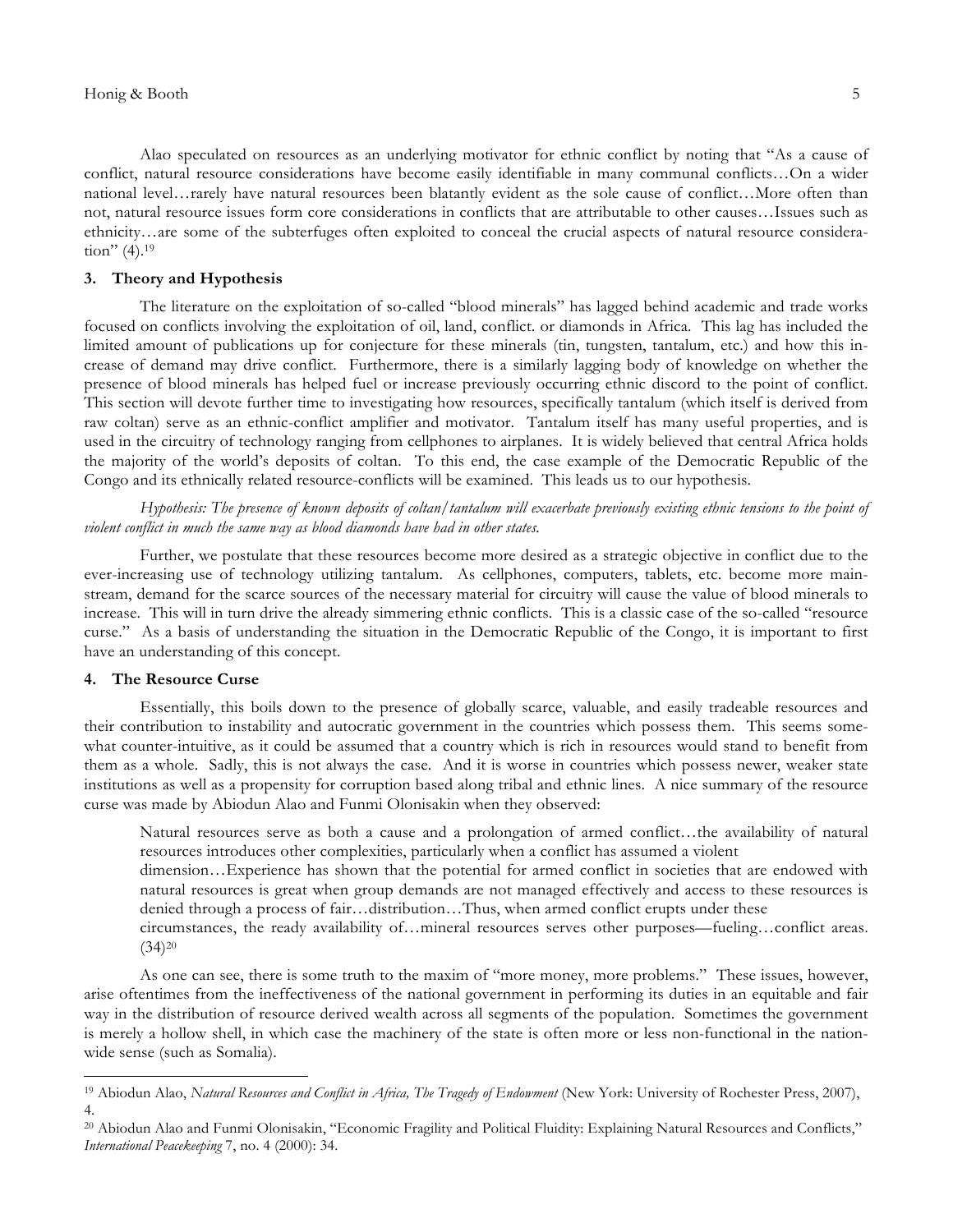Alao speculated on resources as an underlying motivator for ethnic conflict by noting that "As a cause of conflict, natural resource considerations have become easily identifiable in many communal conflicts…On a wider national level…rarely have natural resources been blatantly evident as the sole cause of conflict…More often than not, natural resource issues form core considerations in conflicts that are attributable to other causes…Issues such as ethnicity…are some of the subterfuges often exploited to conceal the crucial aspects of natural resource consideration" (4).[19]

## 3. Theory and Hypothesis

The literature on the exploitation of so-called "blood minerals" has lagged behind academic and trade works focused on conflicts involving the exploitation of oil, land, conflict. or diamonds in Africa. This lag has included the limited amount of publications up for conjecture for these minerals (tin, tungsten, tantalum, etc.) and how this increase of demand may drive conflict. Furthermore, there is a similarly lagging body of knowledge on whether the presence of blood minerals has helped fuel or increase previously occurring ethnic discord to the point of conflict. This section will devote further time to investigating how resources, specifically tantalum (which itself is derived from raw coltan) serve as an ethnic-conflict amplifier and motivator. Tantalum itself has many useful properties, and is used in the circuitry of technology ranging from cellphones to airplanes. It is widely believed that central Africa holds the majority of the world's deposits of coltan. To this end, the case example of the Democratic Republic of the Congo and its ethnically related resource-conflicts will be examined. This leads us to our hypothesis.

*Hypothesis: The presence of known deposits of coltan/tantalum will exacerbate previously existing ethnic tensions to the point of violent conflict in much the same way as blood diamonds have had in other states.*

Further, we postulate that these resources become more desired as a strategic objective in conflict due to the ever-increasing use of technology utilizing tantalum. As cellphones, computers, tablets, etc. become more mainstream, demand for the scarce sources of the necessary material for circuitry will cause the value of blood minerals to increase. This will in turn drive the already simmering ethnic conflicts. This is a classic case of the so-called "resource curse." As a basis of understanding the situation in the Democratic Republic of the Congo, it is important to first have an understanding of this concept.

## 4. The Resource Curse

Essentially, this boils down to the presence of globally scarce, valuable, and easily tradeable resources and their contribution to instability and autocratic government in the countries which possess them. This seems somewhat counter-intuitive, as it could be assumed that a country which is rich in resources would stand to benefit from them as a whole. Sadly, this is not always the case. And it is worse in countries which possess newer, weaker state institutions as well as a propensity for corruption based along tribal and ethnic lines. A nice summary of the resource curse was made by Abiodun Alao and Funmi Olonisakin when they observed:

> Natural resources serve as both a cause and a prolongation of armed conflict…the availability of natural resources introduces other complexities, particularly when a conflict has assumed a violent dimension…Experience has shown that the potential for armed conflict in societies that are endowed with natural resources is great when group demands are not managed effectively and access to these resources is denied through a process of fair…distribution…Thus, when armed conflict erupts under these circumstances, the ready availability of…mineral resources serves other purposes—fueling…conflict areas. (34)[20]

As one can see, there is some truth to the maxim of "more money, more problems." These issues, however, arise oftentimes from the ineffectiveness of the national government in performing its duties in an equitable and fair way in the distribution of resource derived wealth across all segments of the population. Sometimes the government is merely a hollow shell, in which case the machinery of the state is often more or less non-functional in the nation-wide sense (such as Somalia).

---

[19] Abiodun Alao, *Natural Resources and Conflict in Africa, The Tragedy of Endowment* (New York: University of Rochester Press, 2007), 4.

[20] Abiodun Alao and Funmi Olonisakin, "Economic Fragility and Political Fluidity: Explaining Natural Resources and Conflicts," *International Peacekeeping* 7, no. 4 (2000): 34.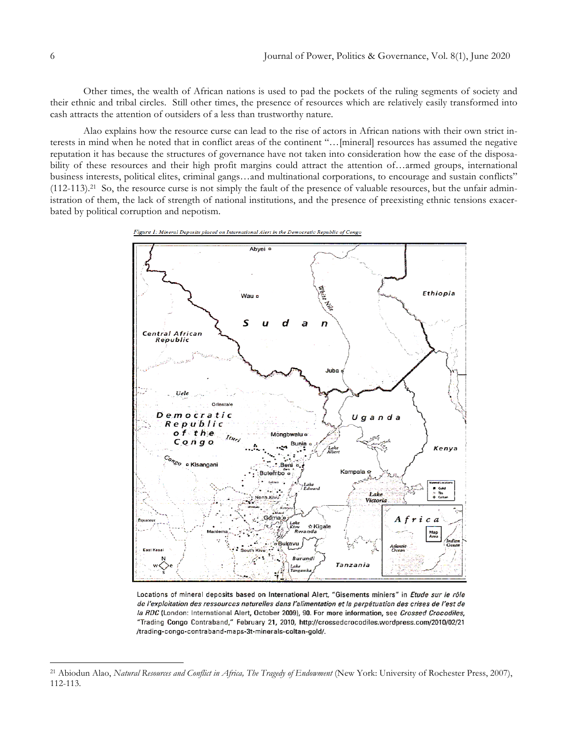Other times, the wealth of African nations is used to pad the pockets of the ruling segments of society and their ethnic and tribal circles. Still other times, the presence of resources which are relatively easily transformed into cash attracts the attention of outsiders of a less than trustworthy nature.

Alao explains how the resource curse can lead to the rise of actors in African nations with their own strict interests in mind when he noted that in conflict areas of the continent "…[mineral] resources has assumed the negative reputation it has because the structures of governance have not taken into consideration how the ease of the disposability of these resources and their high profit margins could attract the attention of…armed groups, international business interests, political elites, criminal gangs…and multinational corporations, to encourage and sustain conflicts" (112-113).[21] So, the resource curse is not simply the fault of the presence of valuable resources, but the unfair administration of them, the lack of strength of national institutions, and the presence of preexisting ethnic tensions exacerbated by political corruption and nepotism.

*Figure 1: Mineral Deposits placed on International Alert in the Democratic Republic of Congo*

Locations of mineral deposits based on International Alert, "Gisements miniers" in *Etude sur le rôle de l'exploitation des ressources naturelles dans l'alimentation et la perpétuation des crises de l'est de la RDC* (London: International Alert, October 2009), 90. For more information, see *Crossed Crocodiles*, "Trading Congo Contraband," February 21, 2010, http://crossedcrocodiles.wordpress.com/2010/02/21/trading-congo-contraband-maps-3t-minerals-coltan-gold/.

---

[21] Abiodun Alao, *Natural Resources and Conflict in Africa, The Tragedy of Endowment* (New York: University of Rochester Press, 2007), 112-113.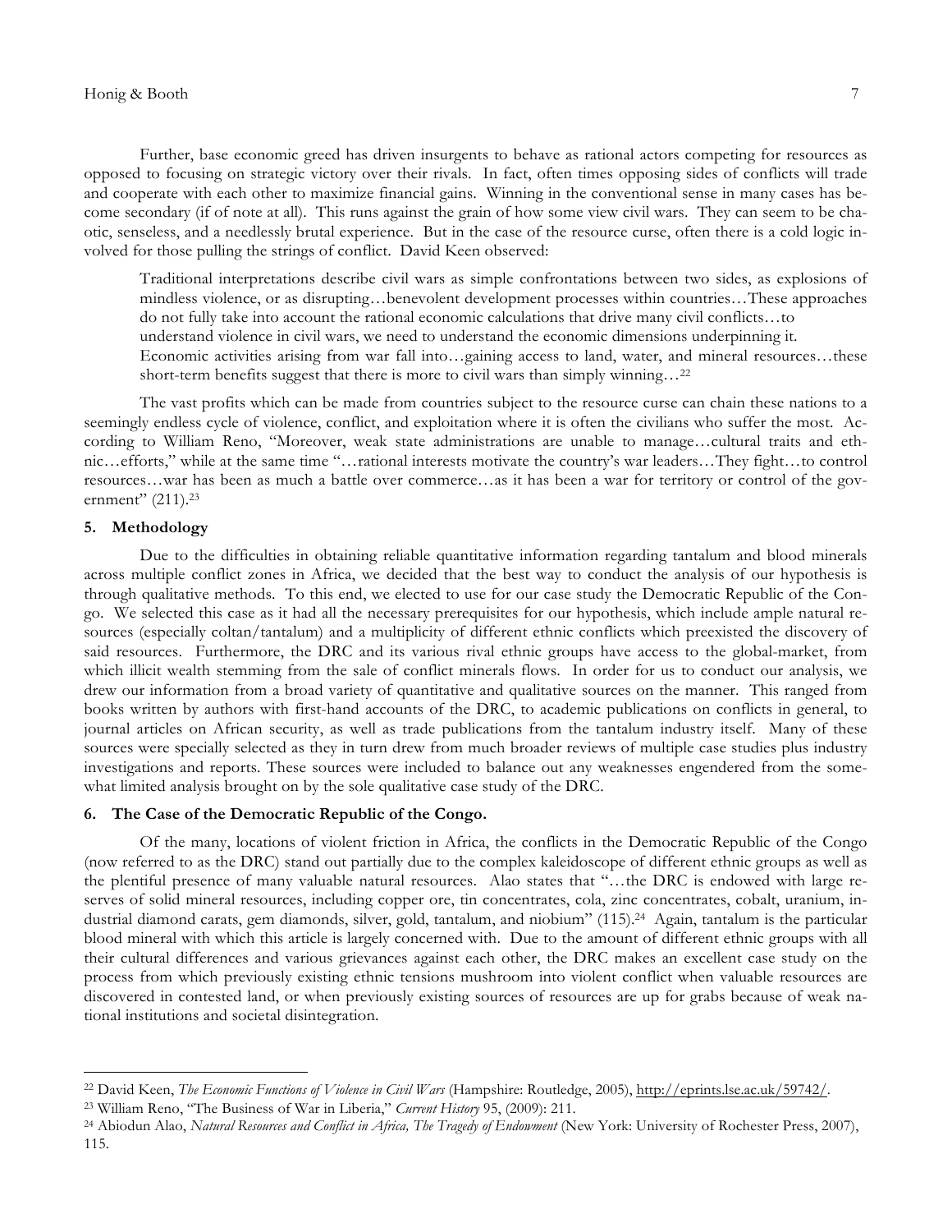Further, base economic greed has driven insurgents to behave as rational actors competing for resources as opposed to focusing on strategic victory over their rivals. In fact, often times opposing sides of conflicts will trade and cooperate with each other to maximize financial gains. Winning in the conventional sense in many cases has become secondary (if of note at all). This runs against the grain of how some view civil wars. They can seem to be chaotic, senseless, and a needlessly brutal experience. But in the case of the resource curse, often there is a cold logic involved for those pulling the strings of conflict. David Keen observed:

> Traditional interpretations describe civil wars as simple confrontations between two sides, as explosions of mindless violence, or as disrupting…benevolent development processes within countries…These approaches do not fully take into account the rational economic calculations that drive many civil conflicts…to understand violence in civil wars, we need to understand the economic dimensions underpinning it. Economic activities arising from war fall into…gaining access to land, water, and mineral resources…these short-term benefits suggest that there is more to civil wars than simply winning…[22]

The vast profits which can be made from countries subject to the resource curse can chain these nations to a seemingly endless cycle of violence, conflict, and exploitation where it is often the civilians who suffer the most. According to William Reno, "Moreover, weak state administrations are unable to manage…cultural traits and ethnic…efforts," while at the same time "…rational interests motivate the country's war leaders…They fight…to control resources…war has been as much a battle over commerce…as it has been a war for territory or control of the government" (211).[23]

### 5. Methodology

Due to the difficulties in obtaining reliable quantitative information regarding tantalum and blood minerals across multiple conflict zones in Africa, we decided that the best way to conduct the analysis of our hypothesis is through qualitative methods. To this end, we elected to use for our case study the Democratic Republic of the Congo. We selected this case as it had all the necessary prerequisites for our hypothesis, which include ample natural resources (especially coltan/tantalum) and a multiplicity of different ethnic conflicts which preexisted the discovery of said resources. Furthermore, the DRC and its various rival ethnic groups have access to the global-market, from which illicit wealth stemming from the sale of conflict minerals flows. In order for us to conduct our analysis, we drew our information from a broad variety of quantitative and qualitative sources on the manner. This ranged from books written by authors with first-hand accounts of the DRC, to academic publications on conflicts in general, to journal articles on African security, as well as trade publications from the tantalum industry itself. Many of these sources were specially selected as they in turn drew from much broader reviews of multiple case studies plus industry investigations and reports. These sources were included to balance out any weaknesses engendered from the somewhat limited analysis brought on by the sole qualitative case study of the DRC.

### 6. The Case of the Democratic Republic of the Congo.

Of the many, locations of violent friction in Africa, the conflicts in the Democratic Republic of the Congo (now referred to as the DRC) stand out partially due to the complex kaleidoscope of different ethnic groups as well as the plentiful presence of many valuable natural resources. Alao states that "…the DRC is endowed with large reserves of solid mineral resources, including copper ore, tin concentrates, cola, zinc concentrates, cobalt, uranium, industrial diamond carats, gem diamonds, silver, gold, tantalum, and niobium" (115).[24] Again, tantalum is the particular blood mineral with which this article is largely concerned with. Due to the amount of different ethnic groups with all their cultural differences and various grievances against each other, the DRC makes an excellent case study on the process from which previously existing ethnic tensions mushroom into violent conflict when valuable resources are discovered in contested land, or when previously existing sources of resources are up for grabs because of weak national institutions and societal disintegration.

---

[22] David Keen, *The Economic Functions of Violence in Civil Wars* (Hampshire: Routledge, 2005), http://eprints.lse.ac.uk/59742/.

[23] William Reno, "The Business of War in Liberia," *Current History* 95, (2009): 211.

[24] Abiodun Alao, *Natural Resources and Conflict in Africa, The Tragedy of Endowment* (New York: University of Rochester Press, 2007), 115.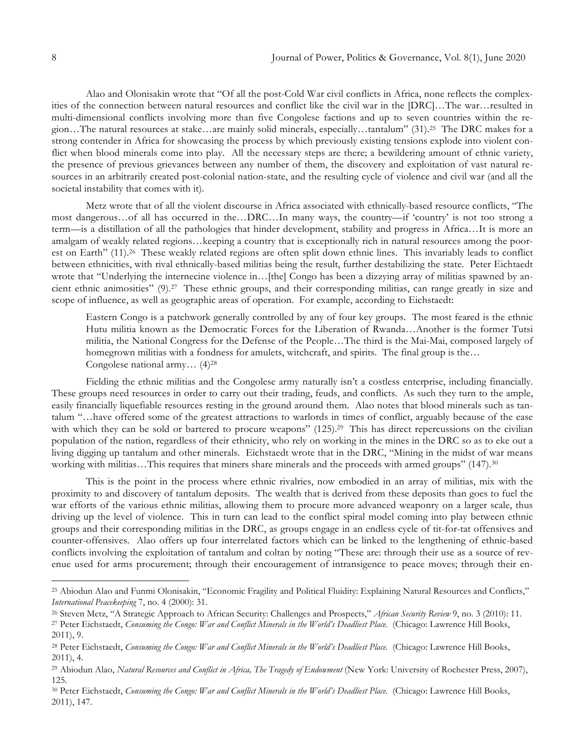Alao and Olonisakin wrote that "Of all the post-Cold War civil conflicts in Africa, none reflects the complexities of the connection between natural resources and conflict like the civil war in the [DRC]…The war…resulted in multi-dimensional conflicts involving more than five Congolese factions and up to seven countries within the region…The natural resources at stake…are mainly solid minerals, especially…tantalum" (31).[25] The DRC makes for a strong contender in Africa for showcasing the process by which previously existing tensions explode into violent conflict when blood minerals come into play. All the necessary steps are there; a bewildering amount of ethnic variety, the presence of previous grievances between any number of them, the discovery and exploitation of vast natural resources in an arbitrarily created post-colonial nation-state, and the resulting cycle of violence and civil war (and all the societal instability that comes with it).

Metz wrote that of all the violent discourse in Africa associated with ethnically-based resource conflicts, "The most dangerous…of all has occurred in the…DRC…In many ways, the country—if 'country' is not too strong a term—is a distillation of all the pathologies that hinder development, stability and progress in Africa…It is more an amalgam of weakly related regions…keeping a country that is exceptionally rich in natural resources among the poorest on Earth" (11).[26] These weakly related regions are often split down ethnic lines. This invariably leads to conflict between ethnicities, with rival ethnically-based militias being the result, further destabilizing the state. Peter Eichtaedt wrote that "Underlying the internecine violence in…[the] Congo has been a dizzying array of militias spawned by ancient ethnic animosities" (9).[27] These ethnic groups, and their corresponding militias, can range greatly in size and scope of influence, as well as geographic areas of operation. For example, according to Eichstaedt:

> Eastern Congo is a patchwork generally controlled by any of four key groups. The most feared is the ethnic Hutu militia known as the Democratic Forces for the Liberation of Rwanda…Another is the former Tutsi militia, the National Congress for the Defense of the People…The third is the Mai-Mai, composed largely of homegrown militias with a fondness for amulets, witchcraft, and spirits. The final group is the… Congolese national army… (4)[28]

Fielding the ethnic militias and the Congolese army naturally isn't a costless enterprise, including financially. These groups need resources in order to carry out their trading, feuds, and conflicts. As such they turn to the ample, easily financially liquefiable resources resting in the ground around them. Alao notes that blood minerals such as tantalum "…have offered some of the greatest attractions to warlords in times of conflict, arguably because of the ease with which they can be sold or bartered to procure weapons" (125).[29] This has direct repercussions on the civilian population of the nation, regardless of their ethnicity, who rely on working in the mines in the DRC so as to eke out a living digging up tantalum and other minerals. Eichstaedt wrote that in the DRC, "Mining in the midst of war means working with militias…This requires that miners share minerals and the proceeds with armed groups" (147).[30]

This is the point in the process where ethnic rivalries, now embodied in an array of militias, mix with the proximity to and discovery of tantalum deposits. The wealth that is derived from these deposits than goes to fuel the war efforts of the various ethnic militias, allowing them to procure more advanced weaponry on a larger scale, thus driving up the level of violence. This in turn can lead to the conflict spiral model coming into play between ethnic groups and their corresponding militias in the DRC, as groups engage in an endless cycle of tit-for-tat offensives and counter-offensives. Alao offers up four interrelated factors which can be linked to the lengthening of ethnic-based conflicts involving the exploitation of tantalum and coltan by noting "These are: through their use as a source of revenue used for arms procurement; through their encouragement of intransigence to peace moves; through their en-

---

[25] Abiodun Alao and Funmi Olonisakin, "Economic Fragility and Political Fluidity: Explaining Natural Resources and Conflicts," *International Peacekeeping* 7, no. 4 (2000): 31.

[26] Steven Metz, "A Strategic Approach to African Security: Challenges and Prospects," *African Security Review* 9, no. 3 (2010): 11.

[27] Peter Eichstaedt, *Consuming the Congo: War and Conflict Minerals in the World's Deadliest Place.* (Chicago: Lawrence Hill Books, 2011), 9.

[28] Peter Eichstaedt, *Consuming the Congo: War and Conflict Minerals in the World's Deadliest Place.* (Chicago: Lawrence Hill Books, 2011), 4.

[29] Abiodun Alao, *Natural Resources and Conflict in Africa, The Tragedy of Endowment* (New York: University of Rochester Press, 2007), 125.

[30] Peter Eichstaedt, *Consuming the Congo: War and Conflict Minerals in the World's Deadliest Place.* (Chicago: Lawrence Hill Books, 2011), 147.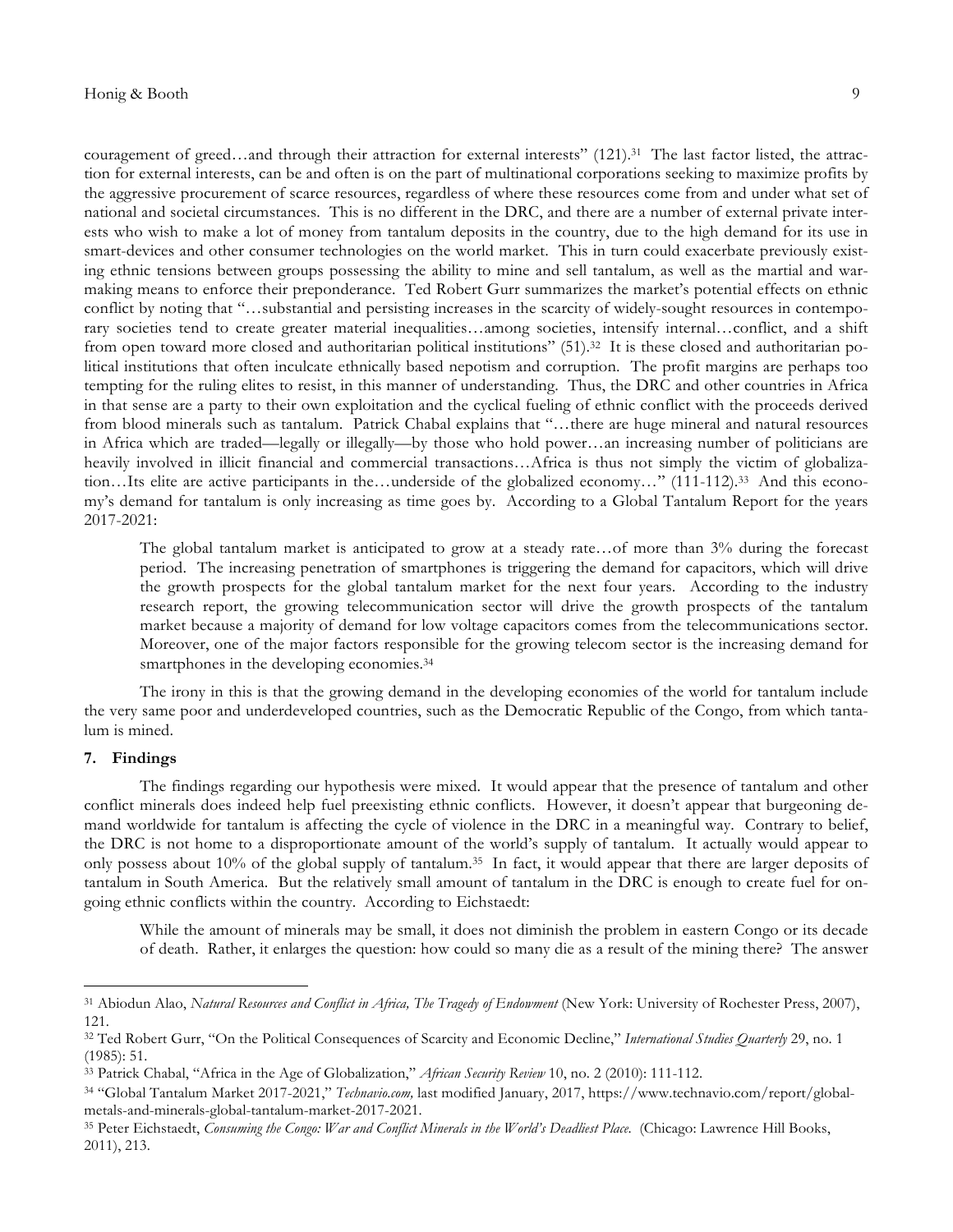couragement of greed…and through their attraction for external interests" (121).[31] The last factor listed, the attraction for external interests, can be and often is on the part of multinational corporations seeking to maximize profits by the aggressive procurement of scarce resources, regardless of where these resources come from and under what set of national and societal circumstances. This is no different in the DRC, and there are a number of external private interests who wish to make a lot of money from tantalum deposits in the country, due to the high demand for its use in smart-devices and other consumer technologies on the world market. This in turn could exacerbate previously existing ethnic tensions between groups possessing the ability to mine and sell tantalum, as well as the martial and war-making means to enforce their preponderance. Ted Robert Gurr summarizes the market's potential effects on ethnic conflict by noting that "…substantial and persisting increases in the scarcity of widely-sought resources in contemporary societies tend to create greater material inequalities…among societies, intensify internal…conflict, and a shift from open toward more closed and authoritarian political institutions" (51).[32] It is these closed and authoritarian political institutions that often inculcate ethnically based nepotism and corruption. The profit margins are perhaps too tempting for the ruling elites to resist, in this manner of understanding. Thus, the DRC and other countries in Africa in that sense are a party to their own exploitation and the cyclical fueling of ethnic conflict with the proceeds derived from blood minerals such as tantalum. Patrick Chabal explains that "…there are huge mineral and natural resources in Africa which are traded—legally or illegally—by those who hold power…an increasing number of politicians are heavily involved in illicit financial and commercial transactions…Africa is thus not simply the victim of globalization…Its elite are active participants in the…underside of the globalized economy…" (111-112).[33] And this economy's demand for tantalum is only increasing as time goes by. According to a Global Tantalum Report for the years 2017-2021:

> The global tantalum market is anticipated to grow at a steady rate…of more than 3% during the forecast period. The increasing penetration of smartphones is triggering the demand for capacitors, which will drive the growth prospects for the global tantalum market for the next four years. According to the industry research report, the growing telecommunication sector will drive the growth prospects of the tantalum market because a majority of demand for low voltage capacitors comes from the telecommunications sector. Moreover, one of the major factors responsible for the growing telecom sector is the increasing demand for smartphones in the developing economies.[34]

The irony in this is that the growing demand in the developing economies of the world for tantalum include the very same poor and underdeveloped countries, such as the Democratic Republic of the Congo, from which tantalum is mined.

## 7. Findings

The findings regarding our hypothesis were mixed. It would appear that the presence of tantalum and other conflict minerals does indeed help fuel preexisting ethnic conflicts. However, it doesn't appear that burgeoning demand worldwide for tantalum is affecting the cycle of violence in the DRC in a meaningful way. Contrary to belief, the DRC is not home to a disproportionate amount of the world's supply of tantalum. It actually would appear to only possess about 10% of the global supply of tantalum.[35] In fact, it would appear that there are larger deposits of tantalum in South America. But the relatively small amount of tantalum in the DRC is enough to create fuel for ongoing ethnic conflicts within the country. According to Eichstaedt:

> While the amount of minerals may be small, it does not diminish the problem in eastern Congo or its decade of death. Rather, it enlarges the question: how could so many die as a result of the mining there? The answer

---

[31] Abiodun Alao, *Natural Resources and Conflict in Africa, The Tragedy of Endowment* (New York: University of Rochester Press, 2007), 121.

[32] Ted Robert Gurr, "On the Political Consequences of Scarcity and Economic Decline," *International Studies Quarterly* 29, no. 1 (1985): 51.

[33] Patrick Chabal, "Africa in the Age of Globalization," *African Security Review* 10, no. 2 (2010): 111-112.

[34] "Global Tantalum Market 2017-2021," *Technavio.com,* last modified January, 2017, https://www.technavio.com/report/global-metals-and-minerals-global-tantalum-market-2017-2021.

[35] Peter Eichstaedt, *Consuming the Congo: War and Conflict Minerals in the World's Deadliest Place.* (Chicago: Lawrence Hill Books, 2011), 213.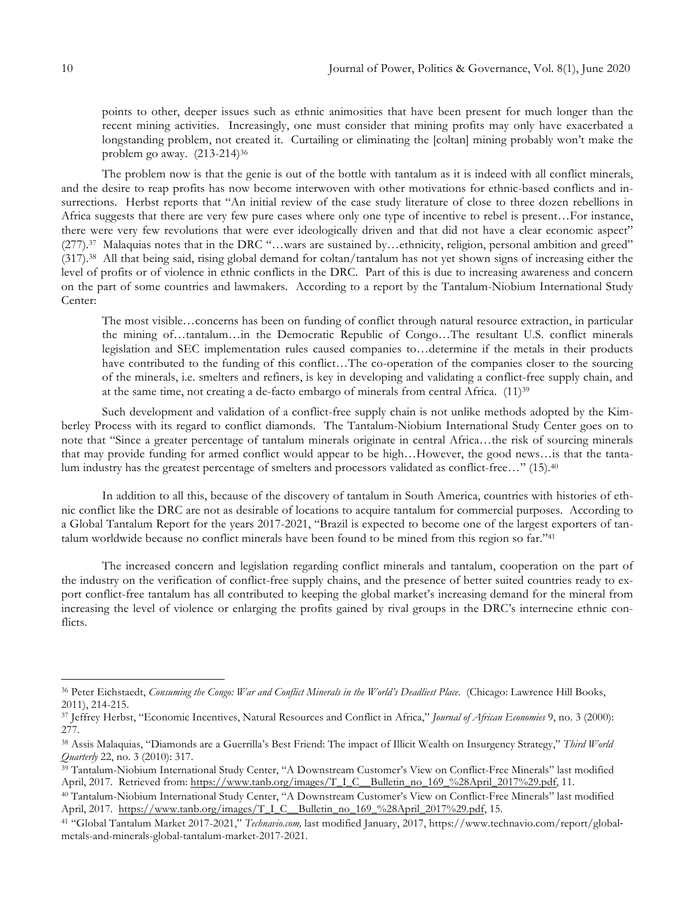> points to other, deeper issues such as ethnic animosities that have been present for much longer than the recent mining activities. Increasingly, one must consider that mining profits may only have exacerbated a longstanding problem, not created it. Curtailing or eliminating the [coltan] mining probably won't make the problem go away. (213-214)[36]

The problem now is that the genie is out of the bottle with tantalum as it is indeed with all conflict minerals, and the desire to reap profits has now become interwoven with other motivations for ethnic-based conflicts and insurrections. Herbst reports that "An initial review of the case study literature of close to three dozen rebellions in Africa suggests that there are very few pure cases where only one type of incentive to rebel is present…For instance, there were very few revolutions that were ever ideologically driven and that did not have a clear economic aspect" (277).[37] Malaquias notes that in the DRC "…wars are sustained by…ethnicity, religion, personal ambition and greed" (317).[38] All that being said, rising global demand for coltan/tantalum has not yet shown signs of increasing either the level of profits or of violence in ethnic conflicts in the DRC. Part of this is due to increasing awareness and concern on the part of some countries and lawmakers. According to a report by the Tantalum-Niobium International Study Center:

> The most visible…concerns has been on funding of conflict through natural resource extraction, in particular the mining of…tantalum…in the Democratic Republic of Congo…The resultant U.S. conflict minerals legislation and SEC implementation rules caused companies to…determine if the metals in their products have contributed to the funding of this conflict…The co-operation of the companies closer to the sourcing of the minerals, i.e. smelters and refiners, is key in developing and validating a conflict-free supply chain, and at the same time, not creating a de-facto embargo of minerals from central Africa. (11)[39]

Such development and validation of a conflict-free supply chain is not unlike methods adopted by the Kimberley Process with its regard to conflict diamonds. The Tantalum-Niobium International Study Center goes on to note that "Since a greater percentage of tantalum minerals originate in central Africa…the risk of sourcing minerals that may provide funding for armed conflict would appear to be high…However, the good news…is that the tantalum industry has the greatest percentage of smelters and processors validated as conflict-free…" (15).[40]

In addition to all this, because of the discovery of tantalum in South America, countries with histories of ethnic conflict like the DRC are not as desirable of locations to acquire tantalum for commercial purposes. According to a Global Tantalum Report for the years 2017-2021, "Brazil is expected to become one of the largest exporters of tantalum worldwide because no conflict minerals have been found to be mined from this region so far."[41]

The increased concern and legislation regarding conflict minerals and tantalum, cooperation on the part of the industry on the verification of conflict-free supply chains, and the presence of better suited countries ready to export conflict-free tantalum has all contributed to keeping the global market's increasing demand for the mineral from increasing the level of violence or enlarging the profits gained by rival groups in the DRC's internecine ethnic conflicts.

---

[36] Peter Eichstaedt, *Consuming the Congo: War and Conflict Minerals in the World's Deadliest Place*. (Chicago: Lawrence Hill Books, 2011), 214-215.

[37] Jeffrey Herbst, "Economic Incentives, Natural Resources and Conflict in Africa," *Journal of African Economies* 9, no. 3 (2000): 277.

[38] Assis Malaquias, "Diamonds are a Guerrilla's Best Friend: The impact of Illicit Wealth on Insurgency Strategy," *Third World Quarterly* 22, no. 3 (2010): 317.

[39] Tantalum-Niobium International Study Center, "A Downstream Customer's View on Conflict-Free Minerals" last modified April, 2017. Retrieved from: https://www.tanb.org/images/T_I_C__Bulletin_no_169_%28April_2017%29.pdf, 11.

[40] Tantalum-Niobium International Study Center, "A Downstream Customer's View on Conflict-Free Minerals" last modified April, 2017. https://www.tanb.org/images/T_I_C__Bulletin_no_169_%28April_2017%29.pdf, 15.

[41] "Global Tantalum Market 2017-2021," *Technavio.com,* last modified January, 2017, https://www.technavio.com/report/global-metals-and-minerals-global-tantalum-market-2017-2021.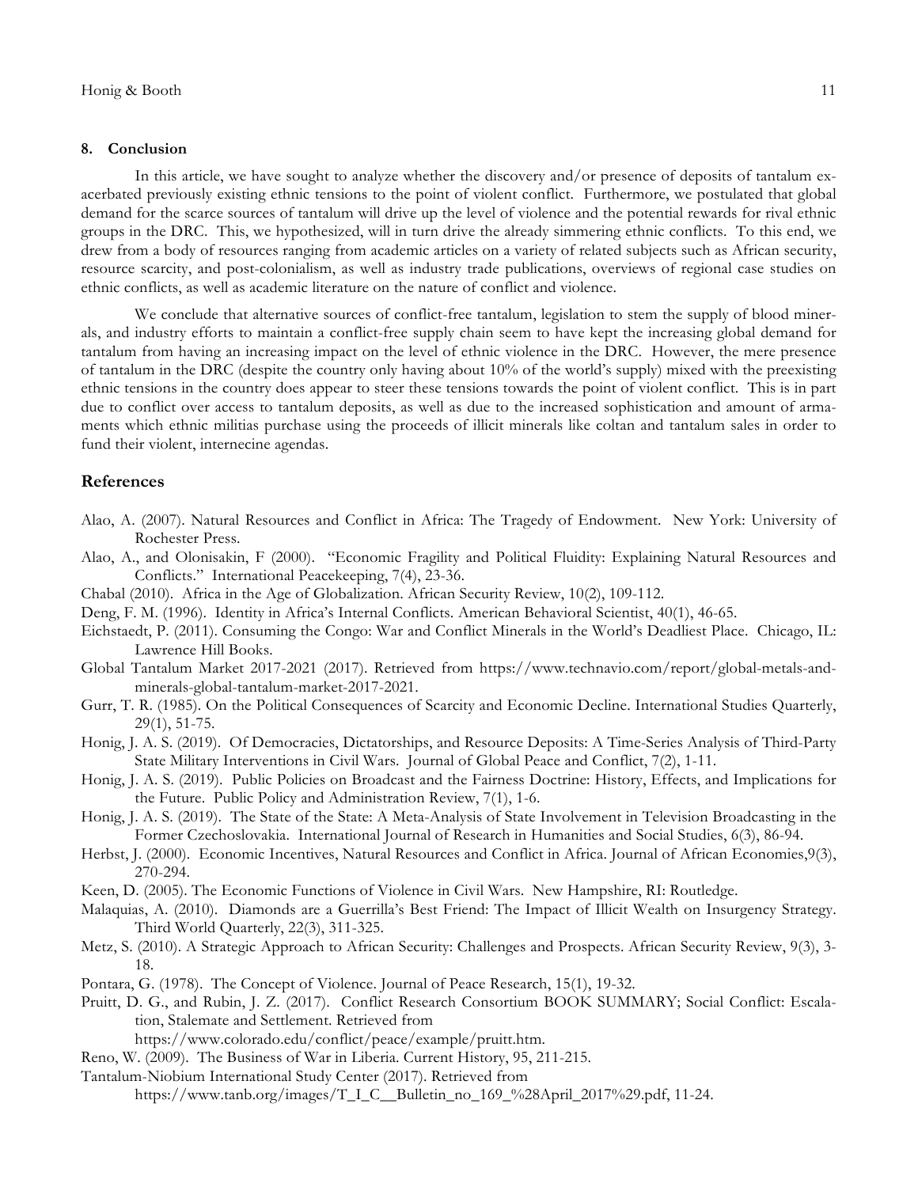### 8. Conclusion

In this article, we have sought to analyze whether the discovery and/or presence of deposits of tantalum exacerbated previously existing ethnic tensions to the point of violent conflict. Furthermore, we postulated that global demand for the scarce sources of tantalum will drive up the level of violence and the potential rewards for rival ethnic groups in the DRC. This, we hypothesized, will in turn drive the already simmering ethnic conflicts. To this end, we drew from a body of resources ranging from academic articles on a variety of related subjects such as African security, resource scarcity, and post-colonialism, as well as industry trade publications, overviews of regional case studies on ethnic conflicts, as well as academic literature on the nature of conflict and violence.

We conclude that alternative sources of conflict-free tantalum, legislation to stem the supply of blood minerals, and industry efforts to maintain a conflict-free supply chain seem to have kept the increasing global demand for tantalum from having an increasing impact on the level of ethnic violence in the DRC. However, the mere presence of tantalum in the DRC (despite the country only having about 10% of the world's supply) mixed with the preexisting ethnic tensions in the country does appear to steer these tensions towards the point of violent conflict. This is in part due to conflict over access to tantalum deposits, as well as due to the increased sophistication and amount of armaments which ethnic militias purchase using the proceeds of illicit minerals like coltan and tantalum sales in order to fund their violent, internecine agendas.

## References

Alao, A. (2007). Natural Resources and Conflict in Africa: The Tragedy of Endowment. New York: University of Rochester Press.

Alao, A., and Olonisakin, F (2000). "Economic Fragility and Political Fluidity: Explaining Natural Resources and Conflicts." International Peacekeeping, 7(4), 23-36.

Chabal (2010). Africa in the Age of Globalization. African Security Review, 10(2), 109-112.

Deng, F. M. (1996). Identity in Africa's Internal Conflicts. American Behavioral Scientist, 40(1), 46-65.

Eichstaedt, P. (2011). Consuming the Congo: War and Conflict Minerals in the World's Deadliest Place. Chicago, IL: Lawrence Hill Books.

Global Tantalum Market 2017-2021 (2017). Retrieved from https://www.technavio.com/report/global-metals-and-minerals-global-tantalum-market-2017-2021.

Gurr, T. R. (1985). On the Political Consequences of Scarcity and Economic Decline. International Studies Quarterly, 29(1), 51-75.

Honig, J. A. S. (2019). Of Democracies, Dictatorships, and Resource Deposits: A Time-Series Analysis of Third-Party State Military Interventions in Civil Wars. Journal of Global Peace and Conflict, 7(2), 1-11.

Honig, J. A. S. (2019). Public Policies on Broadcast and the Fairness Doctrine: History, Effects, and Implications for the Future. Public Policy and Administration Review, 7(1), 1-6.

Honig, J. A. S. (2019). The State of the State: A Meta-Analysis of State Involvement in Television Broadcasting in the Former Czechoslovakia. International Journal of Research in Humanities and Social Studies, 6(3), 86-94.

Herbst, J. (2000). Economic Incentives, Natural Resources and Conflict in Africa. Journal of African Economies,9(3), 270-294.

Keen, D. (2005). The Economic Functions of Violence in Civil Wars. New Hampshire, RI: Routledge.

Malaquias, A. (2010). Diamonds are a Guerrilla's Best Friend: The Impact of Illicit Wealth on Insurgency Strategy. Third World Quarterly, 22(3), 311-325.

Metz, S. (2010). A Strategic Approach to African Security: Challenges and Prospects. African Security Review, 9(3), 3-18.

Pontara, G. (1978). The Concept of Violence. Journal of Peace Research, 15(1), 19-32.

Pruitt, D. G., and Rubin, J. Z. (2017). Conflict Research Consortium BOOK SUMMARY; Social Conflict: Escalation, Stalemate and Settlement. Retrieved from https://www.colorado.edu/conflict/peace/example/pruitt.htm.

Reno, W. (2009). The Business of War in Liberia. Current History, 95, 211-215.

Tantalum-Niobium International Study Center (2017). Retrieved from https://www.tanb.org/images/T_I_C__Bulletin_no_169_%28April_2017%29.pdf, 11-24.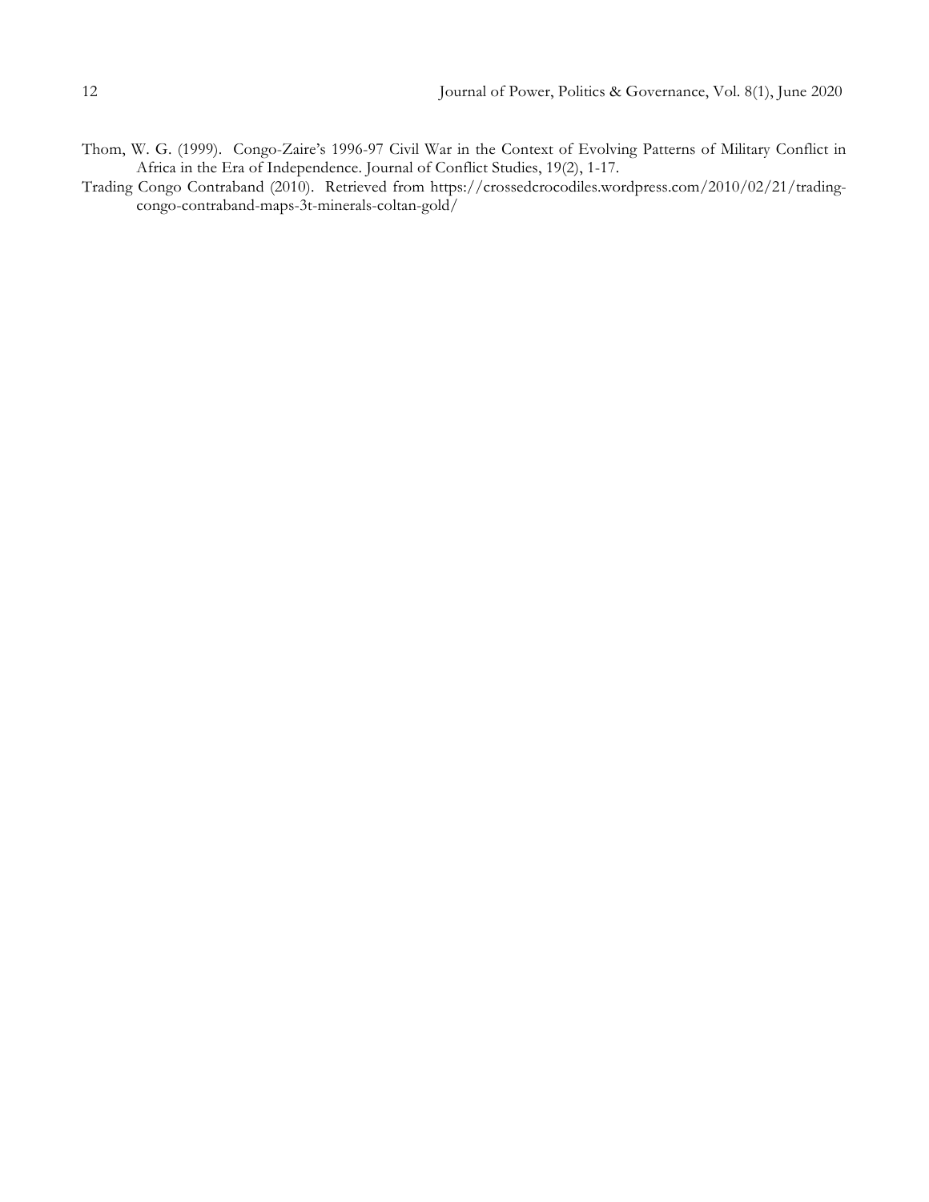Thom, W. G. (1999). Congo-Zaire's 1996-97 Civil War in the Context of Evolving Patterns of Military Conflict in Africa in the Era of Independence. Journal of Conflict Studies, 19(2), 1-17.

Trading Congo Contraband (2010). Retrieved from https://crossedcrocodiles.wordpress.com/2010/02/21/trading-congo-contraband-maps-3t-minerals-coltan-gold/